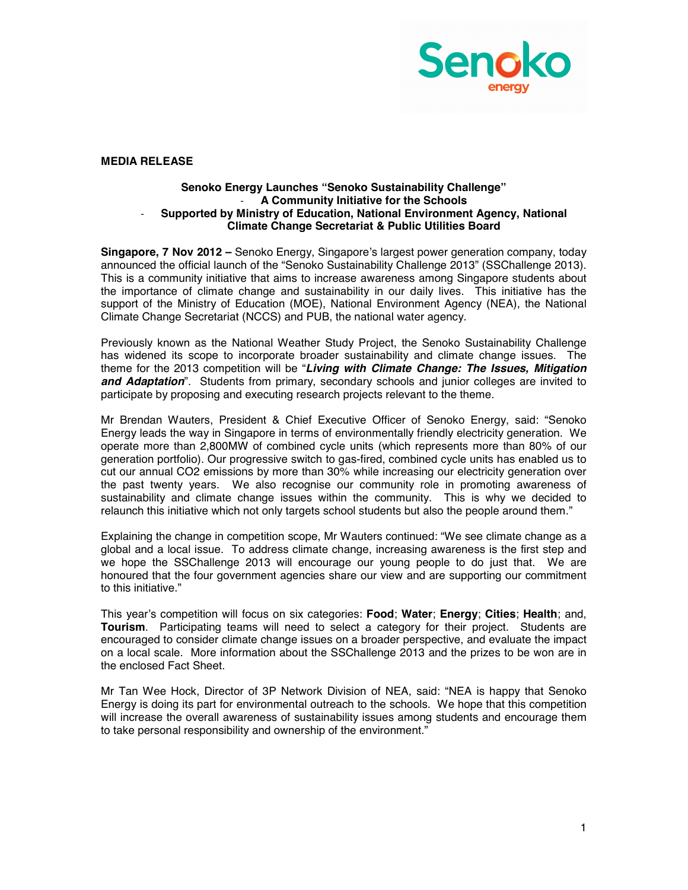**MEDIA RELEASE**

**Senoko Energy Launches "Senoko Sustainability Challenge"**
**- A Community Initiative for the Schools**
**- Supported by Ministry of Education, National Environment Agency, National Climate Change Secretariat & Public Utilities Board**

**Singapore, 7 Nov 2012 –** Senoko Energy, Singapore's largest power generation company, today announced the official launch of the "Senoko Sustainability Challenge 2013" (SSChallenge 2013). This is a community initiative that aims to increase awareness among Singapore students about the importance of climate change and sustainability in our daily lives. This initiative has the support of the Ministry of Education (MOE), National Environment Agency (NEA), the National Climate Change Secretariat (NCCS) and PUB, the national water agency.

Previously known as the National Weather Study Project, the Senoko Sustainability Challenge has widened its scope to incorporate broader sustainability and climate change issues. The theme for the 2013 competition will be "***Living with Climate Change: The Issues, Mitigation and Adaptation***". Students from primary, secondary schools and junior colleges are invited to participate by proposing and executing research projects relevant to the theme.

Mr Brendan Wauters, President & Chief Executive Officer of Senoko Energy, said: "Senoko Energy leads the way in Singapore in terms of environmentally friendly electricity generation. We operate more than 2,800MW of combined cycle units (which represents more than 80% of our generation portfolio). Our progressive switch to gas-fired, combined cycle units has enabled us to cut our annual $CO_2$ emissions by more than 30% while increasing our electricity generation over the past twenty years. We also recognise our community role in promoting awareness of sustainability and climate change issues within the community. This is why we decided to relaunch this initiative which not only targets school students but also the people around them."

Explaining the change in competition scope, Mr Wauters continued: "We see climate change as a global and a local issue. To address climate change, increasing awareness is the first step and we hope the SSChallenge 2013 will encourage our young people to do just that. We are honoured that the four government agencies share our view and are supporting our commitment to this initiative."

This year's competition will focus on six categories: **Food**; **Water**; **Energy**; **Cities**; **Health**; and, **Tourism**. Participating teams will need to select a category for their project. Students are encouraged to consider climate change issues on a broader perspective, and evaluate the impact on a local scale. More information about the SSChallenge 2013 and the prizes to be won are in the enclosed Fact Sheet.

Mr Tan Wee Hock, Director of 3P Network Division of NEA, said: "NEA is happy that Senoko Energy is doing its part for environmental outreach to the schools. We hope that this competition will increase the overall awareness of sustainability issues among students and encourage them to take personal responsibility and ownership of the environment."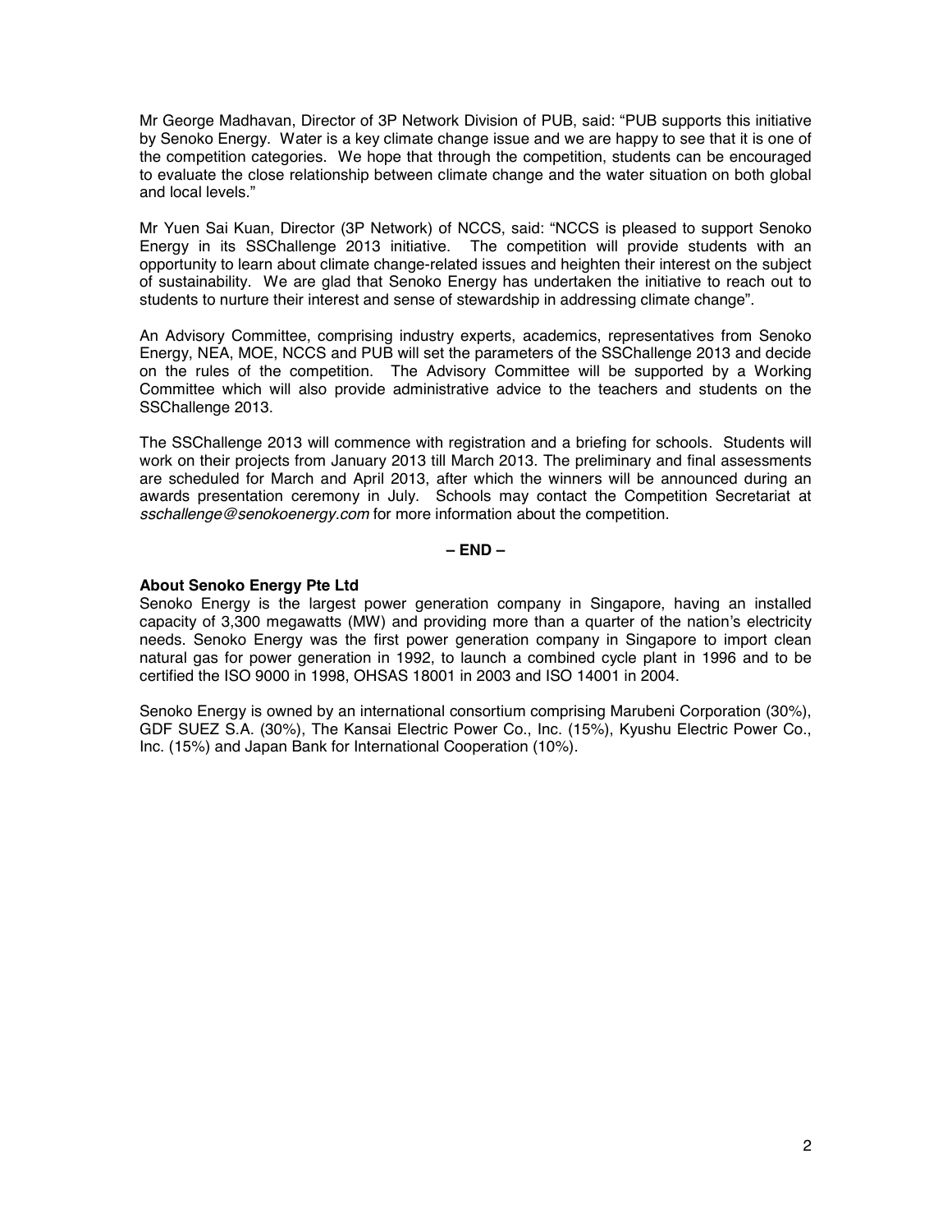Mr George Madhavan, Director of 3P Network Division of PUB, said: "PUB supports this initiative by Senoko Energy. Water is a key climate change issue and we are happy to see that it is one of the competition categories. We hope that through the competition, students can be encouraged to evaluate the close relationship between climate change and the water situation on both global and local levels."

Mr Yuen Sai Kuan, Director (3P Network) of NCCS, said: "NCCS is pleased to support Senoko Energy in its SSChallenge 2013 initiative. The competition will provide students with an opportunity to learn about climate change-related issues and heighten their interest on the subject of sustainability. We are glad that Senoko Energy has undertaken the initiative to reach out to students to nurture their interest and sense of stewardship in addressing climate change".

An Advisory Committee, comprising industry experts, academics, representatives from Senoko Energy, NEA, MOE, NCCS and PUB will set the parameters of the SSChallenge 2013 and decide on the rules of the competition. The Advisory Committee will be supported by a Working Committee which will also provide administrative advice to the teachers and students on the SSChallenge 2013.

The SSChallenge 2013 will commence with registration and a briefing for schools. Students will work on their projects from January 2013 till March 2013. The preliminary and final assessments are scheduled for March and April 2013, after which the winners will be announced during an awards presentation ceremony in July. Schools may contact the Competition Secretariat at *sschallenge@senokoenergy.com* for more information about the competition.

**– END –**

**About Senoko Energy Pte Ltd**

Senoko Energy is the largest power generation company in Singapore, having an installed capacity of 3,300 megawatts (MW) and providing more than a quarter of the nation's electricity needs. Senoko Energy was the first power generation company in Singapore to import clean natural gas for power generation in 1992, to launch a combined cycle plant in 1996 and to be certified the ISO 9000 in 1998, OHSAS 18001 in 2003 and ISO 14001 in 2004.

Senoko Energy is owned by an international consortium comprising Marubeni Corporation (30%), GDF SUEZ S.A. (30%), The Kansai Electric Power Co., Inc. (15%), Kyushu Electric Power Co., Inc. (15%) and Japan Bank for International Cooperation (10%).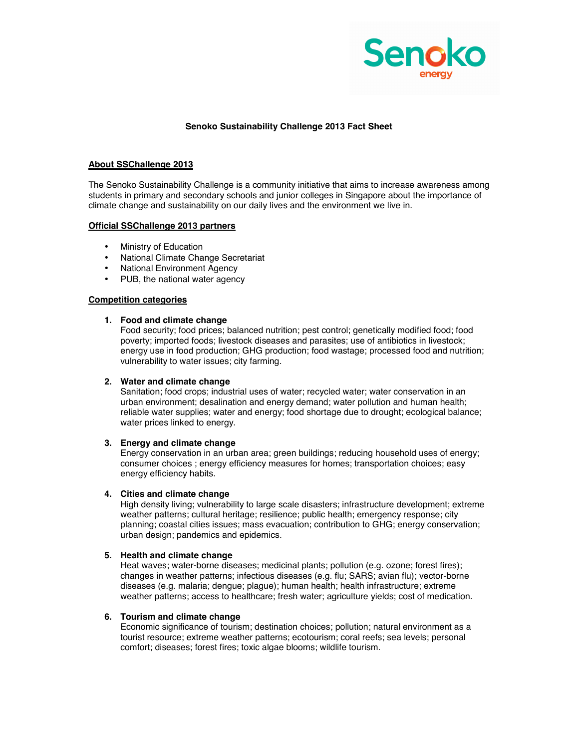# Senoko Sustainability Challenge 2013 Fact Sheet

## About SSChallenge 2013

The Senoko Sustainability Challenge is a community initiative that aims to increase awareness among students in primary and secondary schools and junior colleges in Singapore about the importance of climate change and sustainability on our daily lives and the environment we live in.

## Official SSChallenge 2013 partners

- Ministry of Education
- National Climate Change Secretariat
- National Environment Agency
- PUB, the national water agency

## Competition categories

1. **Food and climate change**
   Food security; food prices; balanced nutrition; pest control; genetically modified food; food poverty; imported foods; livestock diseases and parasites; use of antibiotics in livestock; energy use in food production; GHG production; food wastage; processed food and nutrition; vulnerability to water issues; city farming.

2. **Water and climate change**
   Sanitation; food crops; industrial uses of water; recycled water; water conservation in an urban environment; desalination and energy demand; water pollution and human health; reliable water supplies; water and energy; food shortage due to drought; ecological balance; water prices linked to energy.

3. **Energy and climate change**
   Energy conservation in an urban area; green buildings; reducing household uses of energy; consumer choices ; energy efficiency measures for homes; transportation choices; easy energy efficiency habits.

4. **Cities and climate change**
   High density living; vulnerability to large scale disasters; infrastructure development; extreme weather patterns; cultural heritage; resilience; public health; emergency response; city planning; coastal cities issues; mass evacuation; contribution to GHG; energy conservation; urban design; pandemics and epidemics.

5. **Health and climate change**
   Heat waves; water-borne diseases; medicinal plants; pollution (e.g. ozone; forest fires); changes in weather patterns; infectious diseases (e.g. flu; SARS; avian flu); vector-borne diseases (e.g. malaria; dengue; plague); human health; health infrastructure; extreme weather patterns; access to healthcare; fresh water; agriculture yields; cost of medication.

6. **Tourism and climate change**
   Economic significance of tourism; destination choices; pollution; natural environment as a tourist resource; extreme weather patterns; ecotourism; coral reefs; sea levels; personal comfort; diseases; forest fires; toxic algae blooms; wildlife tourism.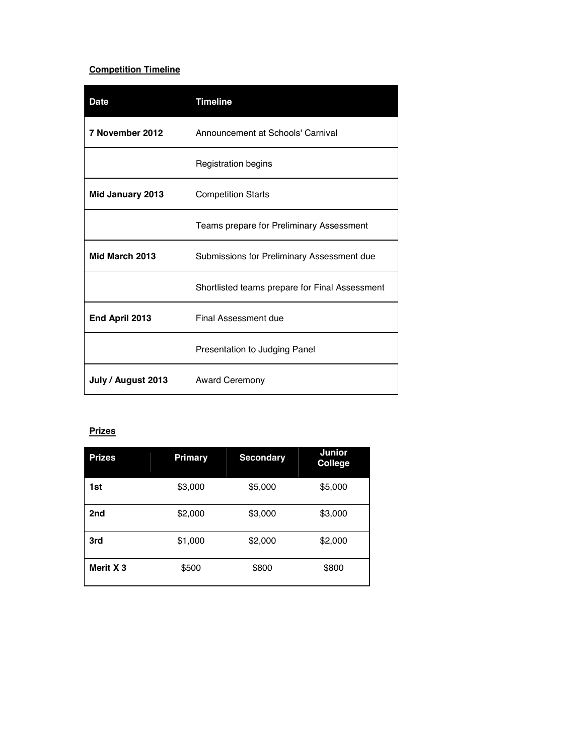**Competition Timeline**

| Date | Timeline |
| --- | --- |
| **7 November 2012** | Announcement at Schools' Carnival |
| | Registration begins |
| **Mid January 2013** | Competition Starts |
| | Teams prepare for Preliminary Assessment |
| **Mid March 2013** | Submissions for Preliminary Assessment due |
| | Shortlisted teams prepare for Final Assessment |
| **End April 2013** | Final Assessment due |
| | Presentation to Judging Panel |
| **July / August 2013** | Award Ceremony |

**Prizes**

| Prizes | Primary | Secondary | Junior College |
| --- | --- | --- | --- |
| **1st** | $3,000 | $5,000 | $5,000 |
| **2nd** | $2,000 | $3,000 | $3,000 |
| **3rd** | $1,000 | $2,000 | $2,000 |
| **Merit X 3** | $500 | $800 | $800 |